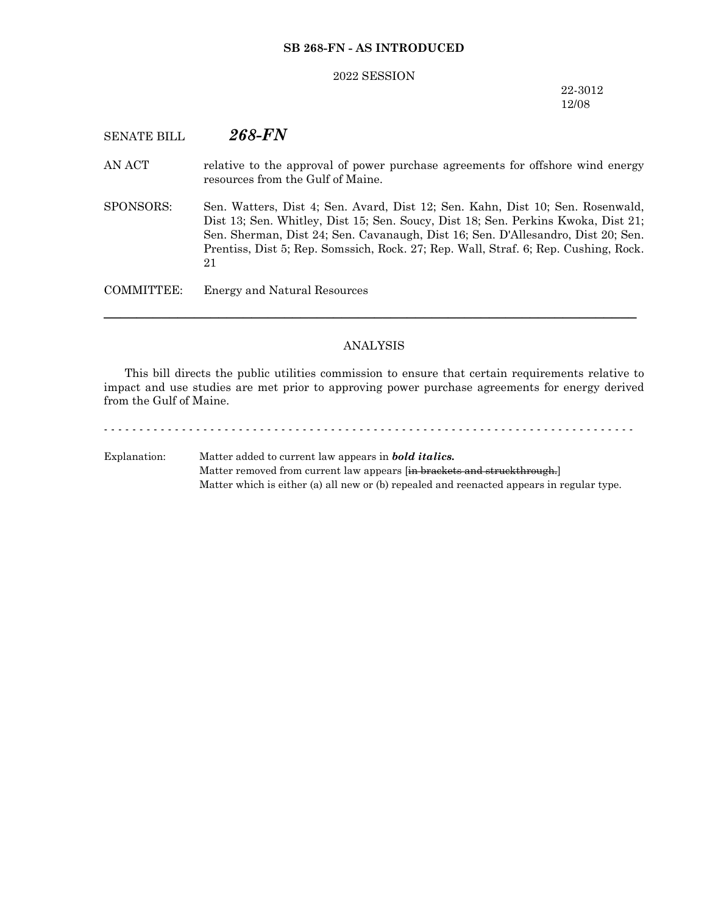**SB 268-FN - AS INTRODUCED**

2022 SESSION

22-3012
12/08

SENATE BILL ***268-FN***

AN ACT relative to the approval of power purchase agreements for offshore wind energy resources from the Gulf of Maine.

SPONSORS: Sen. Watters, Dist 4; Sen. Avard, Dist 12; Sen. Kahn, Dist 10; Sen. Rosenwald, Dist 13; Sen. Whitley, Dist 15; Sen. Soucy, Dist 18; Sen. Perkins Kwoka, Dist 21; Sen. Sherman, Dist 24; Sen. Cavanaugh, Dist 16; Sen. D'Allesandro, Dist 20; Sen. Prentiss, Dist 5; Rep. Somssich, Rock. 27; Rep. Wall, Straf. 6; Rep. Cushing, Rock. 21

COMMITTEE: Energy and Natural Resources

---

ANALYSIS

This bill directs the public utilities commission to ensure that certain requirements relative to impact and use studies are met prior to approving power purchase agreements for energy derived from the Gulf of Maine.

- - - - - - - - - - - - - - - - - - - - - - - - - - - - - - - - - - - - - - - - - - - - - - - - - - - - - - - - - - - - - - - - - - - - - - - - - - - - -

Explanation: Matter added to current law appears in ***bold italics.***
Matter removed from current law appears [~~in brackets and struckthrough.~~]
Matter which is either (a) all new or (b) repealed and reenacted appears in regular type.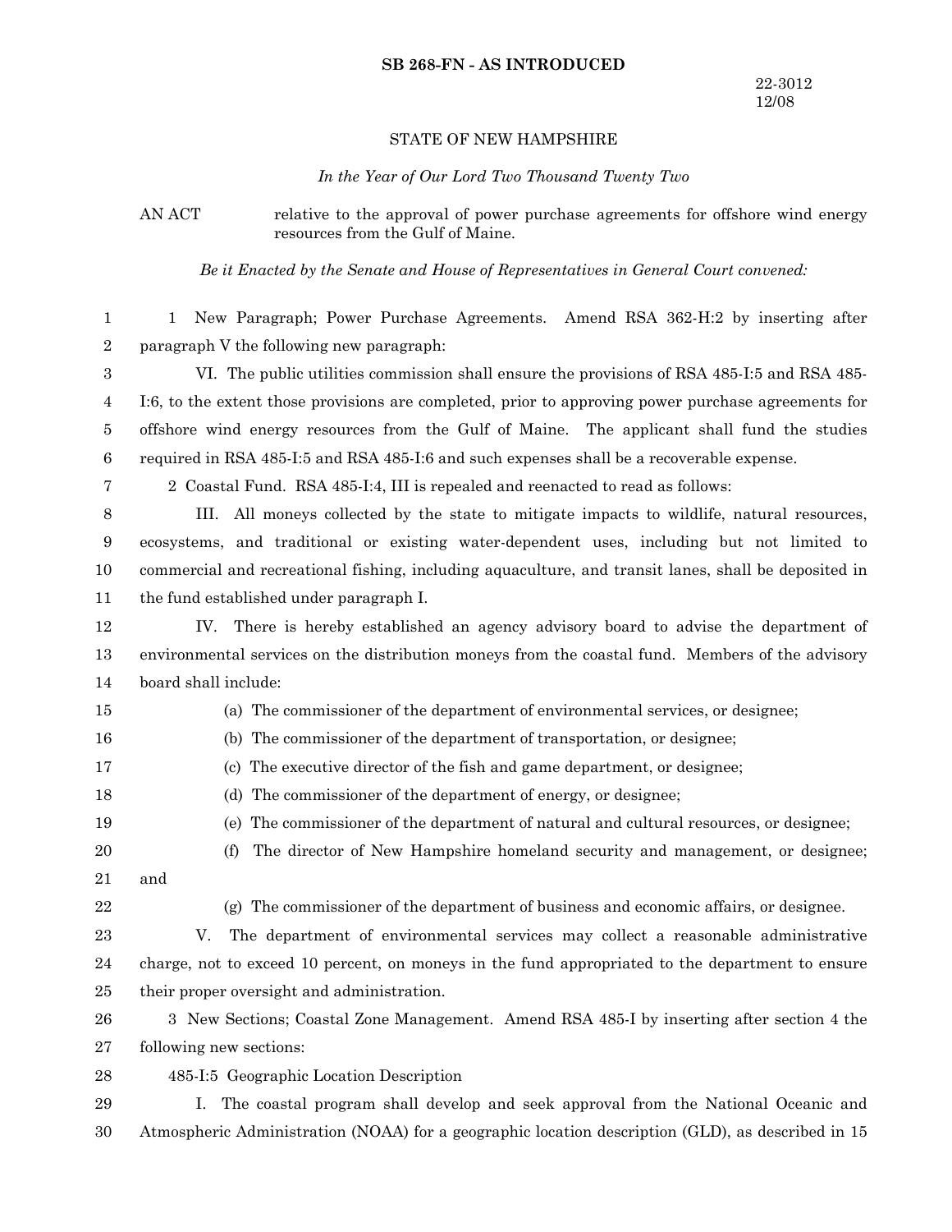**SB 268-FN - AS INTRODUCED**

22-3012
12/08

STATE OF NEW HAMPSHIRE

*In the Year of Our Lord Two Thousand Twenty Two*

AN ACT relative to the approval of power purchase agreements for offshore wind energy resources from the Gulf of Maine.

*Be it Enacted by the Senate and House of Representatives in General Court convened:*

1 New Paragraph; Power Purchase Agreements. Amend RSA 362-H:2 by inserting after paragraph V the following new paragraph:

VI. The public utilities commission shall ensure the provisions of RSA 485-I:5 and RSA 485-I:6, to the extent those provisions are completed, prior to approving power purchase agreements for offshore wind energy resources from the Gulf of Maine. The applicant shall fund the studies required in RSA 485-I:5 and RSA 485-I:6 and such expenses shall be a recoverable expense.

2 Coastal Fund. RSA 485-I:4, III is repealed and reenacted to read as follows:

III. All moneys collected by the state to mitigate impacts to wildlife, natural resources, ecosystems, and traditional or existing water-dependent uses, including but not limited to commercial and recreational fishing, including aquaculture, and transit lanes, shall be deposited in the fund established under paragraph I.

IV. There is hereby established an agency advisory board to advise the department of environmental services on the distribution moneys from the coastal fund. Members of the advisory board shall include:

(a) The commissioner of the department of environmental services, or designee;

(b) The commissioner of the department of transportation, or designee;

(c) The executive director of the fish and game department, or designee;

(d) The commissioner of the department of energy, or designee;

(e) The commissioner of the department of natural and cultural resources, or designee;

(f) The director of New Hampshire homeland security and management, or designee; and

(g) The commissioner of the department of business and economic affairs, or designee.

V. The department of environmental services may collect a reasonable administrative charge, not to exceed 10 percent, on moneys in the fund appropriated to the department to ensure their proper oversight and administration.

3 New Sections; Coastal Zone Management. Amend RSA 485-I by inserting after section 4 the following new sections:

485-I:5 Geographic Location Description

I. The coastal program shall develop and seek approval from the National Oceanic and Atmospheric Administration (NOAA) for a geographic location description (GLD), as described in 15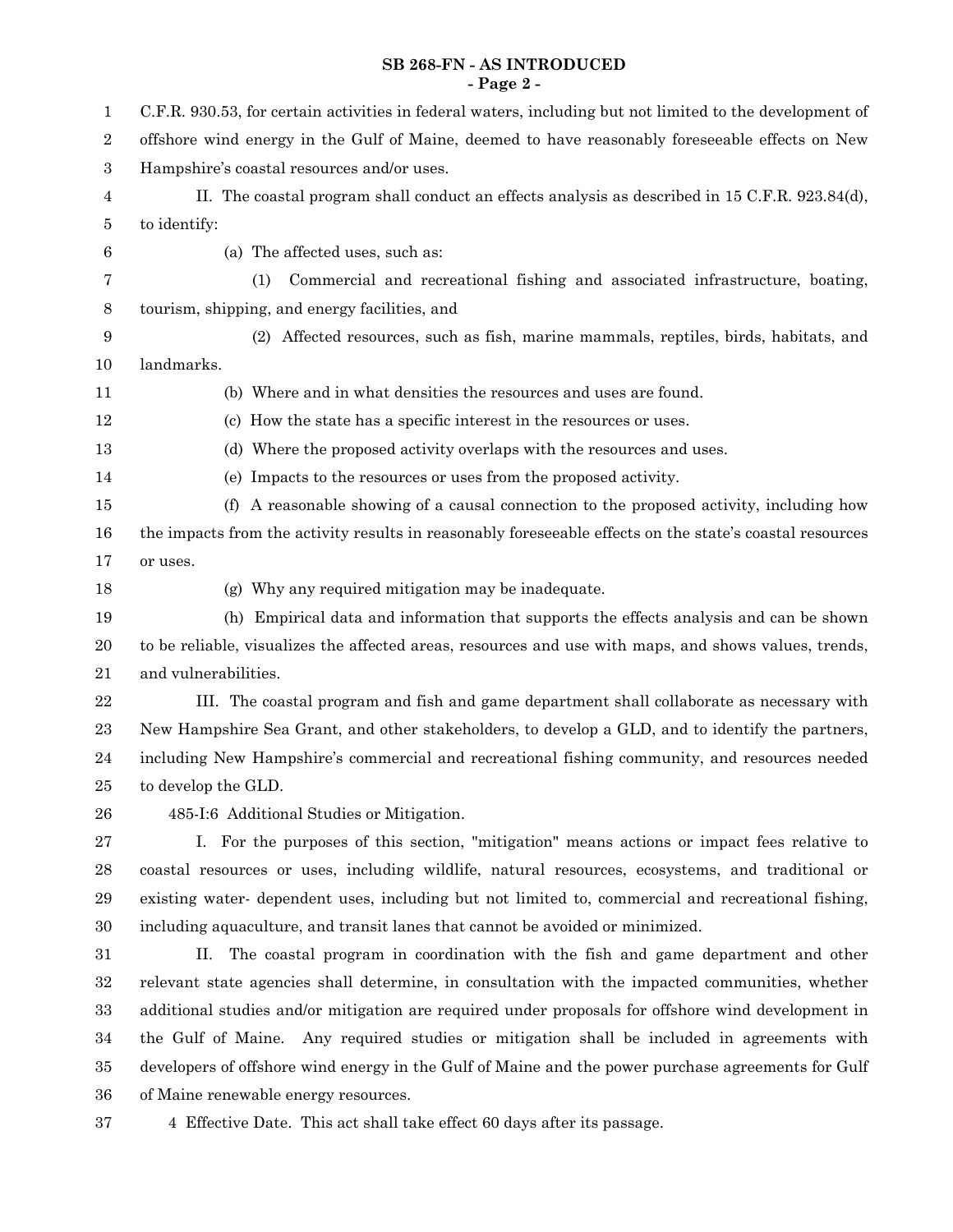C.F.R. 930.53, for certain activities in federal waters, including but not limited to the development of offshore wind energy in the Gulf of Maine, deemed to have reasonably foreseeable effects on New Hampshire's coastal resources and/or uses.

II. The coastal program shall conduct an effects analysis as described in 15 C.F.R. 923.84(d), to identify:

(a) The affected uses, such as:

(1) Commercial and recreational fishing and associated infrastructure, boating, tourism, shipping, and energy facilities, and

(2) Affected resources, such as fish, marine mammals, reptiles, birds, habitats, and landmarks.

(b) Where and in what densities the resources and uses are found.

(c) How the state has a specific interest in the resources or uses.

(d) Where the proposed activity overlaps with the resources and uses.

(e) Impacts to the resources or uses from the proposed activity.

(f) A reasonable showing of a causal connection to the proposed activity, including how the impacts from the activity results in reasonably foreseeable effects on the state's coastal resources or uses.

(g) Why any required mitigation may be inadequate.

(h) Empirical data and information that supports the effects analysis and can be shown to be reliable, visualizes the affected areas, resources and use with maps, and shows values, trends, and vulnerabilities.

III. The coastal program and fish and game department shall collaborate as necessary with New Hampshire Sea Grant, and other stakeholders, to develop a GLD, and to identify the partners, including New Hampshire's commercial and recreational fishing community, and resources needed to develop the GLD.

485-I:6 Additional Studies or Mitigation.

I. For the purposes of this section, "mitigation" means actions or impact fees relative to coastal resources or uses, including wildlife, natural resources, ecosystems, and traditional or existing water- dependent uses, including but not limited to, commercial and recreational fishing, including aquaculture, and transit lanes that cannot be avoided or minimized.

II. The coastal program in coordination with the fish and game department and other relevant state agencies shall determine, in consultation with the impacted communities, whether additional studies and/or mitigation are required under proposals for offshore wind development in the Gulf of Maine. Any required studies or mitigation shall be included in agreements with developers of offshore wind energy in the Gulf of Maine and the power purchase agreements for Gulf of Maine renewable energy resources.

4 Effective Date. This act shall take effect 60 days after its passage.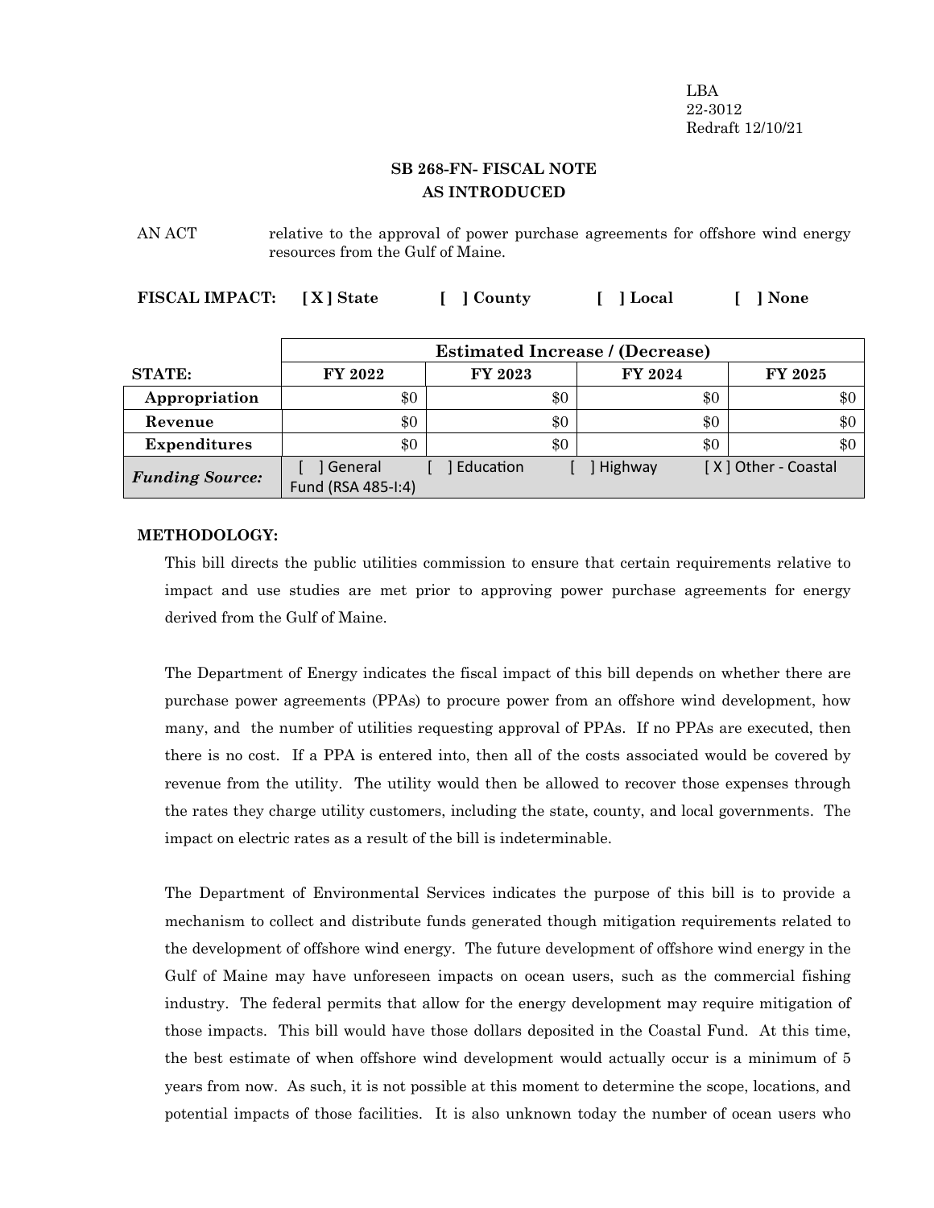LBA
22-3012
Redraft 12/10/21

## SB 268-FN- FISCAL NOTE
## AS INTRODUCED

AN ACT relative to the approval of power purchase agreements for offshore wind energy resources from the Gulf of Maine.

**FISCAL IMPACT:** **[ X ] State** **[ ] County** **[ ] Local** **[ ] None**

| | **Estimated Increase / (Decrease)** | | | |
|---|---|---|---|---|
| **STATE:** | **FY 2022** | **FY 2023** | **FY 2024** | **FY 2025** |
| **Appropriation** | $0 | $0 | $0 | $0 |
| **Revenue** | $0 | $0 | $0 | $0 |
| **Expenditures** | $0 | $0 | $0 | $0 |
| ***Funding Source:*** | [ ] General | [ ] Education | [ ] Highway | [ X ] Other - Coastal Fund (RSA 485-I:4) |

**METHODOLOGY:**

This bill directs the public utilities commission to ensure that certain requirements relative to impact and use studies are met prior to approving power purchase agreements for energy derived from the Gulf of Maine.

The Department of Energy indicates the fiscal impact of this bill depends on whether there are purchase power agreements (PPAs) to procure power from an offshore wind development, how many, and the number of utilities requesting approval of PPAs. If no PPAs are executed, then there is no cost. If a PPA is entered into, then all of the costs associated would be covered by revenue from the utility. The utility would then be allowed to recover those expenses through the rates they charge utility customers, including the state, county, and local governments. The impact on electric rates as a result of the bill is indeterminable.

The Department of Environmental Services indicates the purpose of this bill is to provide a mechanism to collect and distribute funds generated though mitigation requirements related to the development of offshore wind energy. The future development of offshore wind energy in the Gulf of Maine may have unforeseen impacts on ocean users, such as the commercial fishing industry. The federal permits that allow for the energy development may require mitigation of those impacts. This bill would have those dollars deposited in the Coastal Fund. At this time, the best estimate of when offshore wind development would actually occur is a minimum of 5 years from now. As such, it is not possible at this moment to determine the scope, locations, and potential impacts of those facilities. It is also unknown today the number of ocean users who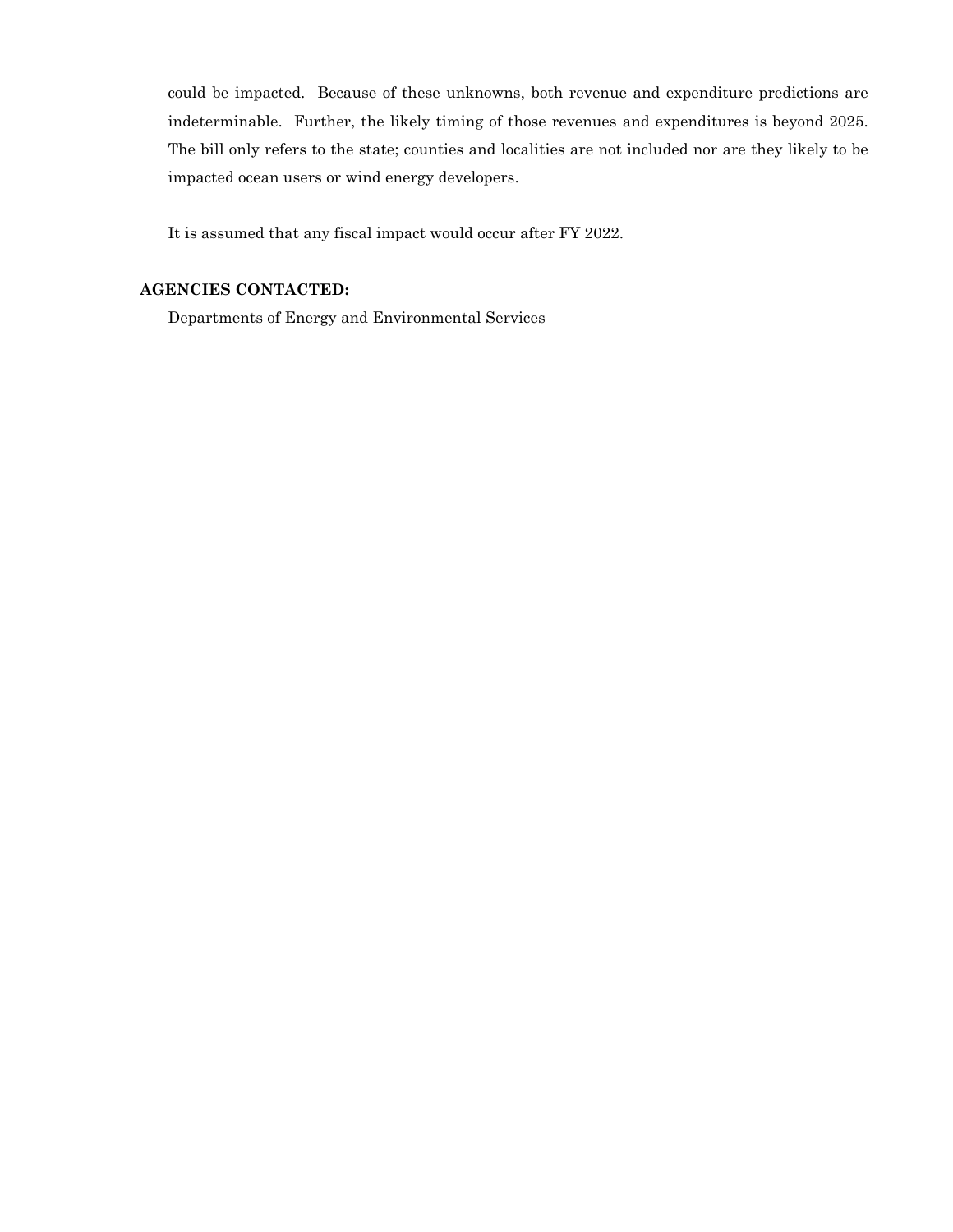could be impacted. Because of these unknowns, both revenue and expenditure predictions are indeterminable. Further, the likely timing of those revenues and expenditures is beyond 2025. The bill only refers to the state; counties and localities are not included nor are they likely to be impacted ocean users or wind energy developers.

It is assumed that any fiscal impact would occur after FY 2022.

**AGENCIES CONTACTED:**

Departments of Energy and Environmental Services